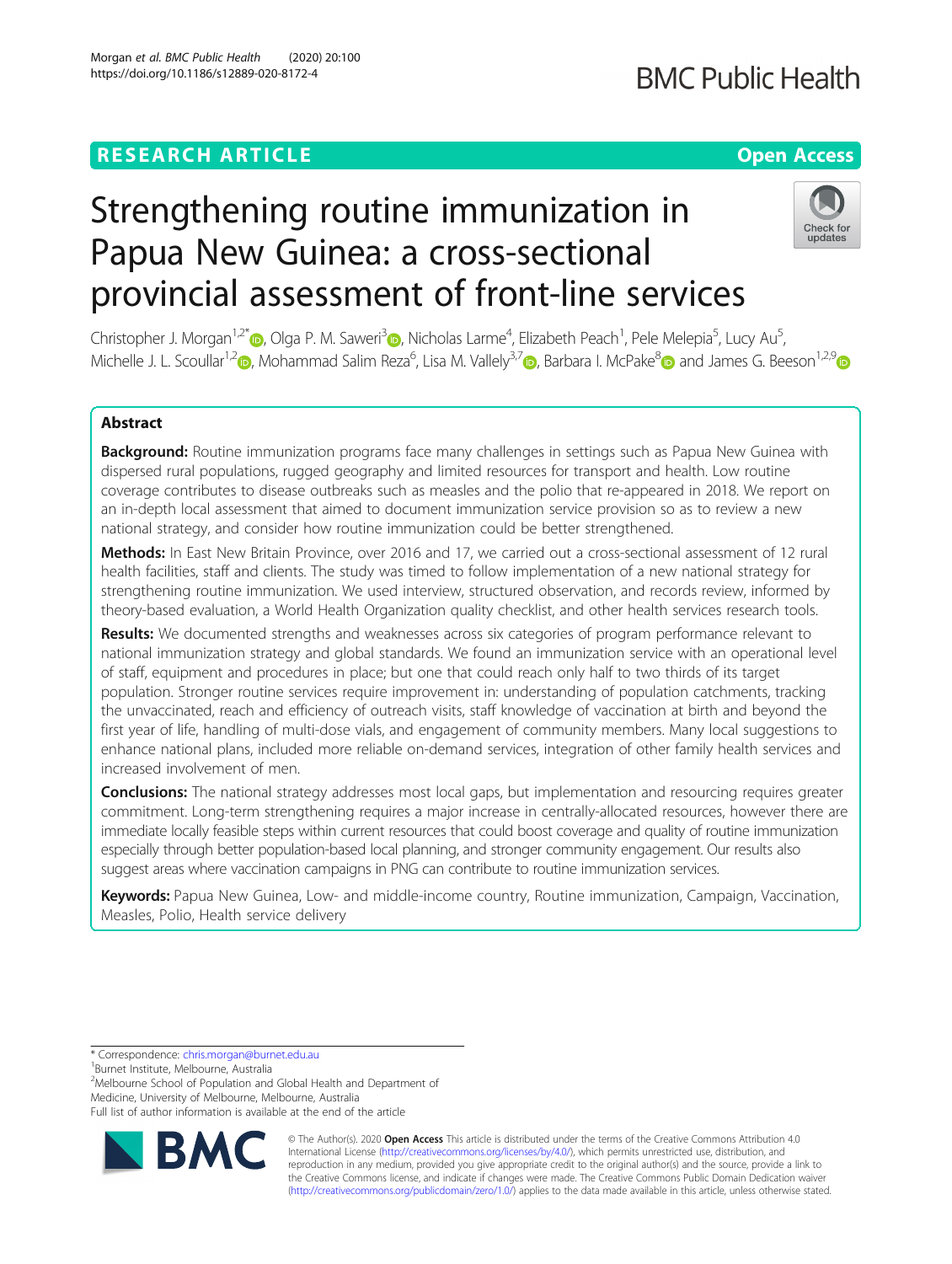RESEARCH ARTICLE

Open Access

# Strengthening routine immunization in Papua New Guinea: a cross-sectional provincial assessment of front-line services

Christopher J. Morgan[1,2*], Olga P. M. Saweri[3], Nicholas Larme[4], Elizabeth Peach[1], Pele Melepia[5], Lucy Au[5], Michelle J. L. Scoullar[1,2], Mohammad Salim Reza[6], Lisa M. Vallely[3,7], Barbara I. McPake[8] and James G. Beeson[1,2,9]

## Abstract

**Background:** Routine immunization programs face many challenges in settings such as Papua New Guinea with dispersed rural populations, rugged geography and limited resources for transport and health. Low routine coverage contributes to disease outbreaks such as measles and the polio that re-appeared in 2018. We report on an in-depth local assessment that aimed to document immunization service provision so as to review a new national strategy, and consider how routine immunization could be better strengthened.

**Methods:** In East New Britain Province, over 2016 and 17, we carried out a cross-sectional assessment of 12 rural health facilities, staff and clients. The study was timed to follow implementation of a new national strategy for strengthening routine immunization. We used interview, structured observation, and records review, informed by theory-based evaluation, a World Health Organization quality checklist, and other health services research tools.

**Results:** We documented strengths and weaknesses across six categories of program performance relevant to national immunization strategy and global standards. We found an immunization service with an operational level of staff, equipment and procedures in place; but one that could reach only half to two thirds of its target population. Stronger routine services require improvement in: understanding of population catchments, tracking the unvaccinated, reach and efficiency of outreach visits, staff knowledge of vaccination at birth and beyond the first year of life, handling of multi-dose vials, and engagement of community members. Many local suggestions to enhance national plans, included more reliable on-demand services, integration of other family health services and increased involvement of men.

**Conclusions:** The national strategy addresses most local gaps, but implementation and resourcing requires greater commitment. Long-term strengthening requires a major increase in centrally-allocated resources, however there are immediate locally feasible steps within current resources that could boost coverage and quality of routine immunization especially through better population-based local planning, and stronger community engagement. Our results also suggest areas where vaccination campaigns in PNG can contribute to routine immunization services.

**Keywords:** Papua New Guinea, Low- and middle-income country, Routine immunization, Campaign, Vaccination, Measles, Polio, Health service delivery

\* Correspondence: chris.morgan@burnet.edu.au
[1]Burnet Institute, Melbourne, Australia
[2]Melbourne School of Population and Global Health and Department of Medicine, University of Melbourne, Melbourne, Australia
Full list of author information is available at the end of the article

© The Author(s). 2020 **Open Access** This article is distributed under the terms of the Creative Commons Attribution 4.0 International License (http://creativecommons.org/licenses/by/4.0/), which permits unrestricted use, distribution, and reproduction in any medium, provided you give appropriate credit to the original author(s) and the source, provide a link to the Creative Commons license, and indicate if changes were made. The Creative Commons Public Domain Dedication waiver (http://creativecommons.org/publicdomain/zero/1.0/) applies to the data made available in this article, unless otherwise stated.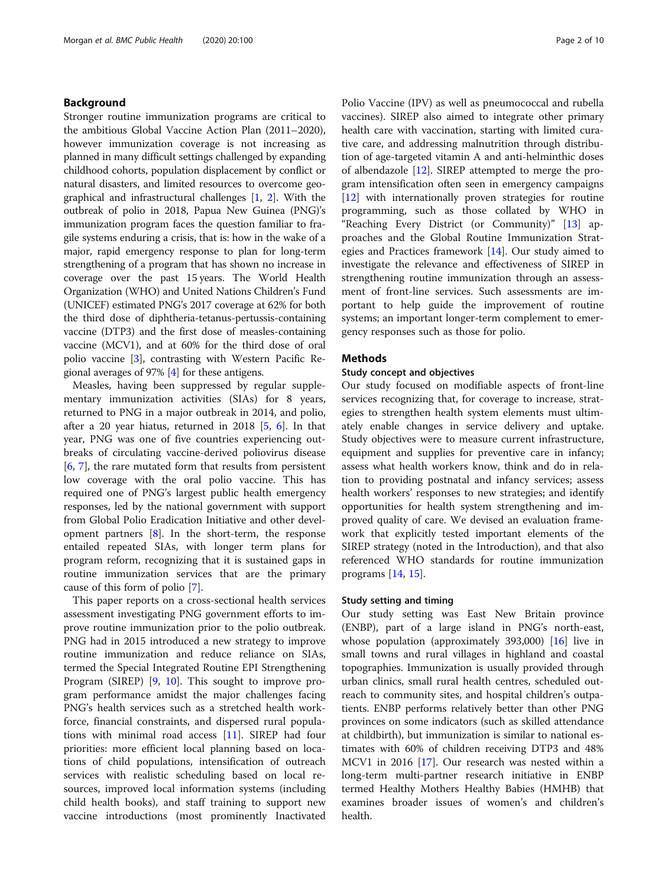## Background

Stronger routine immunization programs are critical to the ambitious Global Vaccine Action Plan (2011–2020), however immunization coverage is not increasing as planned in many difficult settings challenged by expanding childhood cohorts, population displacement by conflict or natural disasters, and limited resources to overcome geographical and infrastructural challenges [1, 2]. With the outbreak of polio in 2018, Papua New Guinea (PNG)'s immunization program faces the question familiar to fragile systems enduring a crisis, that is: how in the wake of a major, rapid emergency response to plan for long-term strengthening of a program that has shown no increase in coverage over the past 15 years. The World Health Organization (WHO) and United Nations Children's Fund (UNICEF) estimated PNG's 2017 coverage at 62% for both the third dose of diphtheria-tetanus-pertussis-containing vaccine (DTP3) and the first dose of measles-containing vaccine (MCV1), and at 60% for the third dose of oral polio vaccine [3], contrasting with Western Pacific Regional averages of 97% [4] for these antigens.

Measles, having been suppressed by regular supplementary immunization activities (SIAs) for 8 years, returned to PNG in a major outbreak in 2014, and polio, after a 20 year hiatus, returned in 2018 [5, 6]. In that year, PNG was one of five countries experiencing outbreaks of circulating vaccine-derived poliovirus disease [6, 7], the rare mutated form that results from persistent low coverage with the oral polio vaccine. This has required one of PNG's largest public health emergency responses, led by the national government with support from Global Polio Eradication Initiative and other development partners [8]. In the short-term, the response entailed repeated SIAs, with longer term plans for program reform, recognizing that it is sustained gaps in routine immunization services that are the primary cause of this form of polio [7].

This paper reports on a cross-sectional health services assessment investigating PNG government efforts to improve routine immunization prior to the polio outbreak. PNG had in 2015 introduced a new strategy to improve routine immunization and reduce reliance on SIAs, termed the Special Integrated Routine EPI Strengthening Program (SIREP) [9, 10]. This sought to improve program performance amidst the major challenges facing PNG's health services such as a stretched health workforce, financial constraints, and dispersed rural populations with minimal road access [11]. SIREP had four priorities: more efficient local planning based on locations of child populations, intensification of outreach services with realistic scheduling based on local resources, improved local information systems (including child health books), and staff training to support new vaccine introductions (most prominently Inactivated Polio Vaccine (IPV) as well as pneumococcal and rubella vaccines). SIREP also aimed to integrate other primary health care with vaccination, starting with limited curative care, and addressing malnutrition through distribution of age-targeted vitamin A and anti-helminthic doses of albendazole [12]. SIREP attempted to merge the program intensification often seen in emergency campaigns [12] with internationally proven strategies for routine programming, such as those collated by WHO in "Reaching Every District (or Community)" [13] approaches and the Global Routine Immunization Strategies and Practices framework [14]. Our study aimed to investigate the relevance and effectiveness of SIREP in strengthening routine immunization through an assessment of front-line services. Such assessments are important to help guide the improvement of routine systems; an important longer-term complement to emergency responses such as those for polio.

## Methods

### Study concept and objectives

Our study focused on modifiable aspects of front-line services recognizing that, for coverage to increase, strategies to strengthen health system elements must ultimately enable changes in service delivery and uptake. Study objectives were to measure current infrastructure, equipment and supplies for preventive care in infancy; assess what health workers know, think and do in relation to providing postnatal and infancy services; assess health workers' responses to new strategies; and identify opportunities for health system strengthening and improved quality of care. We devised an evaluation framework that explicitly tested important elements of the SIREP strategy (noted in the Introduction), and that also referenced WHO standards for routine immunization programs [14, 15].

### Study setting and timing

Our study setting was East New Britain province (ENBP), part of a large island in PNG's north-east, whose population (approximately 393,000) [16] live in small towns and rural villages in highland and coastal topographies. Immunization is usually provided through urban clinics, small rural health centres, scheduled outreach to community sites, and hospital children's outpatients. ENBP performs relatively better than other PNG provinces on some indicators (such as skilled attendance at childbirth), but immunization is similar to national estimates with 60% of children receiving DTP3 and 48% MCV1 in 2016 [17]. Our research was nested within a long-term multi-partner research initiative in ENBP termed Healthy Mothers Healthy Babies (HMHB) that examines broader issues of women's and children's health.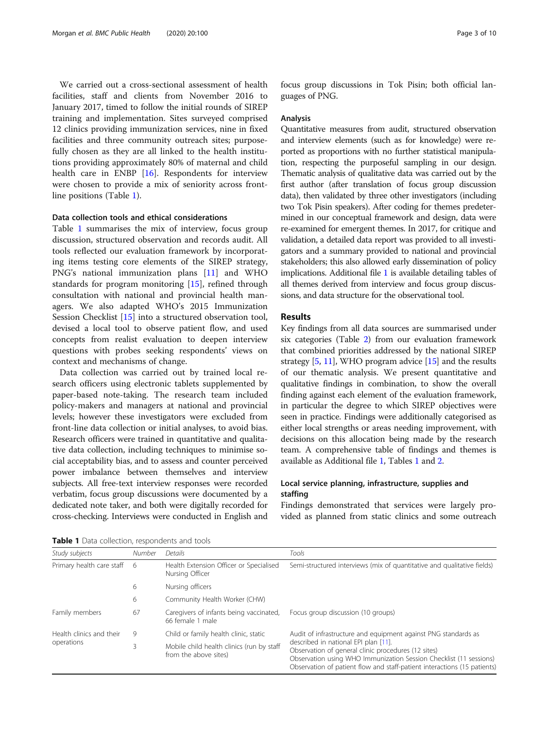We carried out a cross-sectional assessment of health facilities, staff and clients from November 2016 to January 2017, timed to follow the initial rounds of SIREP training and implementation. Sites surveyed comprised 12 clinics providing immunization services, nine in fixed facilities and three community outreach sites; purposefully chosen as they are all linked to the health institutions providing approximately 80% of maternal and child health care in ENBP [16]. Respondents for interview were chosen to provide a mix of seniority across front-line positions (Table 1).

### Data collection tools and ethical considerations

Table 1 summarises the mix of interview, focus group discussion, structured observation and records audit. All tools reflected our evaluation framework by incorporating items testing core elements of the SIREP strategy, PNG's national immunization plans [11] and WHO standards for program monitoring [15], refined through consultation with national and provincial health managers. We also adapted WHO's 2015 Immunization Session Checklist [15] into a structured observation tool, devised a local tool to observe patient flow, and used concepts from realist evaluation to deepen interview questions with probes seeking respondents' views on context and mechanisms of change.

Data collection was carried out by trained local research officers using electronic tablets supplemented by paper-based note-taking. The research team included policy-makers and managers at national and provincial levels; however these investigators were excluded from front-line data collection or initial analyses, to avoid bias. Research officers were trained in quantitative and qualitative data collection, including techniques to minimise social acceptability bias, and to assess and counter perceived power imbalance between themselves and interview subjects. All free-text interview responses were recorded verbatim, focus group discussions were documented by a dedicated note taker, and both were digitally recorded for cross-checking. Interviews were conducted in English and focus group discussions in Tok Pisin; both official languages of PNG.

### Analysis

Quantitative measures from audit, structured observation and interview elements (such as for knowledge) were reported as proportions with no further statistical manipulation, respecting the purposeful sampling in our design. Thematic analysis of qualitative data was carried out by the first author (after translation of focus group discussion data), then validated by three other investigators (including two Tok Pisin speakers). After coding for themes predetermined in our conceptual framework and design, data were re-examined for emergent themes. In 2017, for critique and validation, a detailed data report was provided to all investigators and a summary provided to national and provincial stakeholders; this also allowed early dissemination of policy implications. Additional file 1 is available detailing tables of all themes derived from interview and focus group discussions, and data structure for the observational tool.

## Results

Key findings from all data sources are summarised under six categories (Table 2) from our evaluation framework that combined priorities addressed by the national SIREP strategy [5, 11], WHO program advice [15] and the results of our thematic analysis. We present quantitative and qualitative findings in combination, to show the overall finding against each element of the evaluation framework, in particular the degree to which SIREP objectives were seen in practice. Findings were additionally categorised as either local strengths or areas needing improvement, with decisions on this allocation being made by the research team. A comprehensive table of findings and themes is available as Additional file 1, Tables 1 and 2.

### Local service planning, infrastructure, supplies and staffing

Findings demonstrated that services were largely provided as planned from static clinics and some outreach

**Table 1** Data collection, respondents and tools

| Study subjects | Number | Details | Tools |
|---|---|---|---|
| Primary health care staff | 6 | Health Extension Officer or Specialised Nursing Officer | Semi-structured interviews (mix of quantitative and qualitative fields) |
| | 6 | Nursing officers | |
| | 6 | Community Health Worker (CHW) | |
| Family members | 67 | Caregivers of infants being vaccinated, 66 female 1 male | Focus group discussion (10 groups) |
| Health clinics and their operations | 9 | Child or family health clinic, static | Audit of infrastructure and equipment against PNG standards as described in national EPI plan [11]. Observation of general clinic procedures (12 sites) Observation using WHO Immunization Session Checklist (11 sessions) Observation of patient flow and staff-patient interactions (15 patients) |
| | 3 | Mobile child health clinics (run by staff from the above sites) | |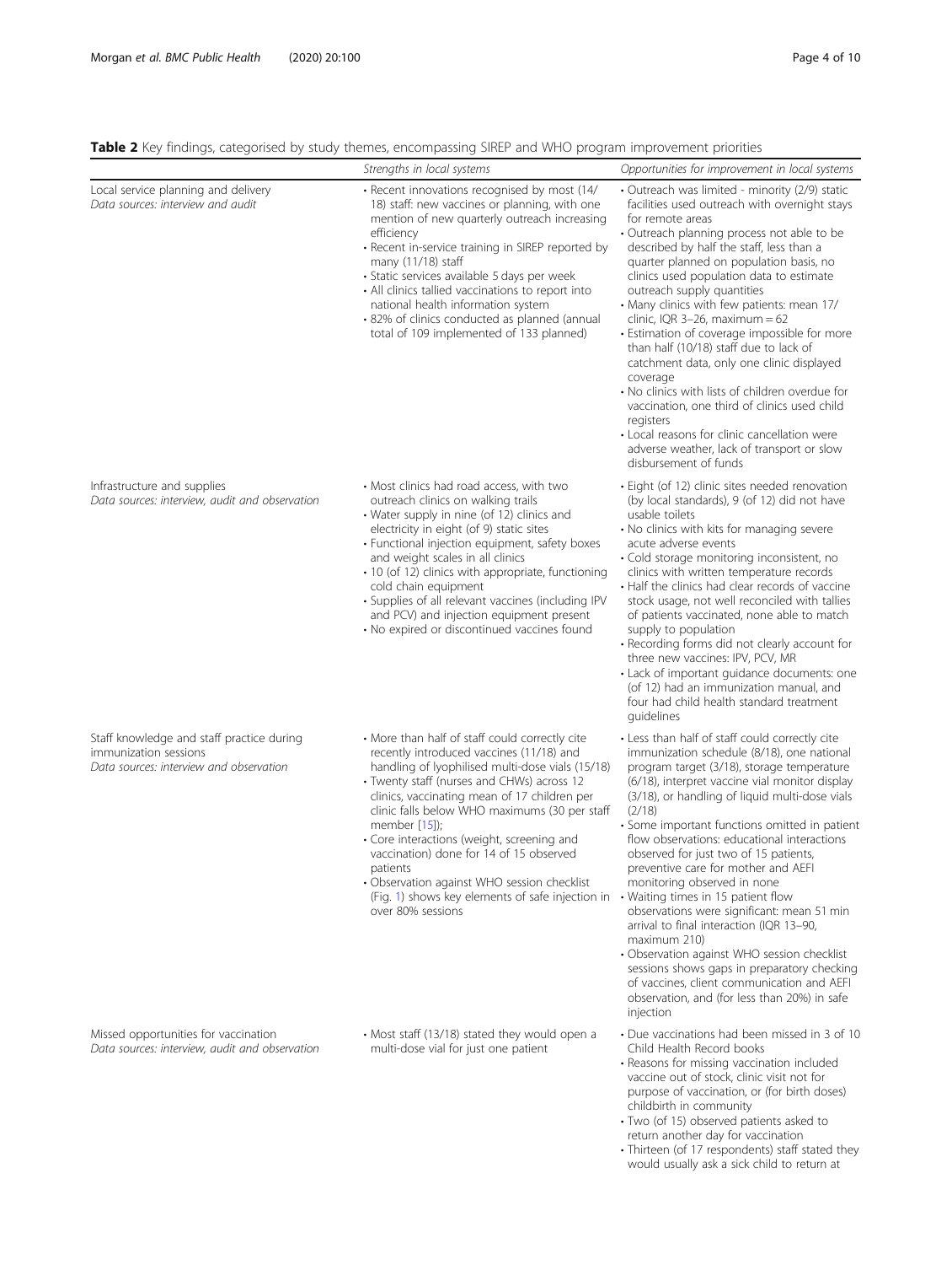**Table 2** Key findings, categorised by study themes, encompassing SIREP and WHO program improvement priorities

| | *Strengths in local systems* | *Opportunities for improvement in local systems* |
|---|---|---|
| Local service planning and delivery<br>*Data sources: interview and audit* | • Recent innovations recognised by most (14/18) staff: new vaccines or planning, with one mention of new quarterly outreach increasing efficiency<br>• Recent in-service training in SIREP reported by many (11/18) staff<br>• Static services available 5 days per week<br>• All clinics tallied vaccinations to report into national health information system<br>• 82% of clinics conducted as planned (annual total of 109 implemented of 133 planned) | • Outreach was limited - minority (2/9) static facilities used outreach with overnight stays for remote areas<br>• Outreach planning process not able to be described by half the staff, less than a quarter planned on population basis, no clinics used population data to estimate outreach supply quantities<br>• Many clinics with few patients: mean 17/clinic, IQR 3–26, maximum = 62<br>• Estimation of coverage impossible for more than half (10/18) staff due to lack of catchment data, only one clinic displayed coverage<br>• No clinics with lists of children overdue for vaccination, one third of clinics used child registers<br>• Local reasons for clinic cancellation were adverse weather, lack of transport or slow disbursement of funds |
| Infrastructure and supplies<br>*Data sources: interview, audit and observation* | • Most clinics had road access, with two outreach clinics on walking trails<br>• Water supply in nine (of 12) clinics and electricity in eight (of 9) static sites<br>• Functional injection equipment, safety boxes and weight scales in all clinics<br>• 10 (of 12) clinics with appropriate, functioning cold chain equipment<br>• Supplies of all relevant vaccines (including IPV and PCV) and injection equipment present<br>• No expired or discontinued vaccines found | • Eight (of 12) clinic sites needed renovation (by local standards), 9 (of 12) did not have usable toilets<br>• No clinics with kits for managing severe acute adverse events<br>• Cold storage monitoring inconsistent, no clinics with written temperature records<br>• Half the clinics had clear records of vaccine stock usage, not well reconciled with tallies of patients vaccinated, none able to match supply to population<br>• Recording forms did not clearly account for three new vaccines: IPV, PCV, MR<br>• Lack of important guidance documents: one (of 12) had an immunization manual, and four had child health standard treatment guidelines |
| Staff knowledge and staff practice during immunization sessions<br>*Data sources: interview and observation* | • More than half of staff could correctly cite recently introduced vaccines (11/18) and handling of lyophilised multi-dose vials (15/18)<br>• Twenty staff (nurses and CHWs) across 12 clinics, vaccinating mean of 17 children per clinic falls below WHO maximums (30 per staff member [15]);<br>• Core interactions (weight, screening and vaccination) done for 14 of 15 observed patients<br>• Observation against WHO session checklist (Fig. 1) shows key elements of safe injection in over 80% sessions | • Less than half of staff could correctly cite immunization schedule (8/18), one national program target (3/18), storage temperature (6/18), interpret vaccine vial monitor display (3/18), or handling of liquid multi-dose vials (2/18)<br>• Some important functions omitted in patient flow observations: educational interactions observed for just two of 15 patients, preventive care for mother and AEFI monitoring observed in none<br>• Waiting times in 15 patient flow observations were significant: mean 51 min arrival to final interaction (IQR 13–90, maximum 210)<br>• Observation against WHO session checklist sessions shows gaps in preparatory checking of vaccines, client communication and AEFI observation, and (for less than 20%) in safe injection |
| Missed opportunities for vaccination<br>*Data sources: interview, audit and observation* | • Most staff (13/18) stated they would open a multi-dose vial for just one patient | • Due vaccinations had been missed in 3 of 10 Child Health Record books<br>• Reasons for missing vaccination included vaccine out of stock, clinic visit not for purpose of vaccination, or (for birth doses) childbirth in community<br>• Two (of 15) observed patients asked to return another day for vaccination<br>• Thirteen (of 17 respondents) staff stated they would usually ask a sick child to return at |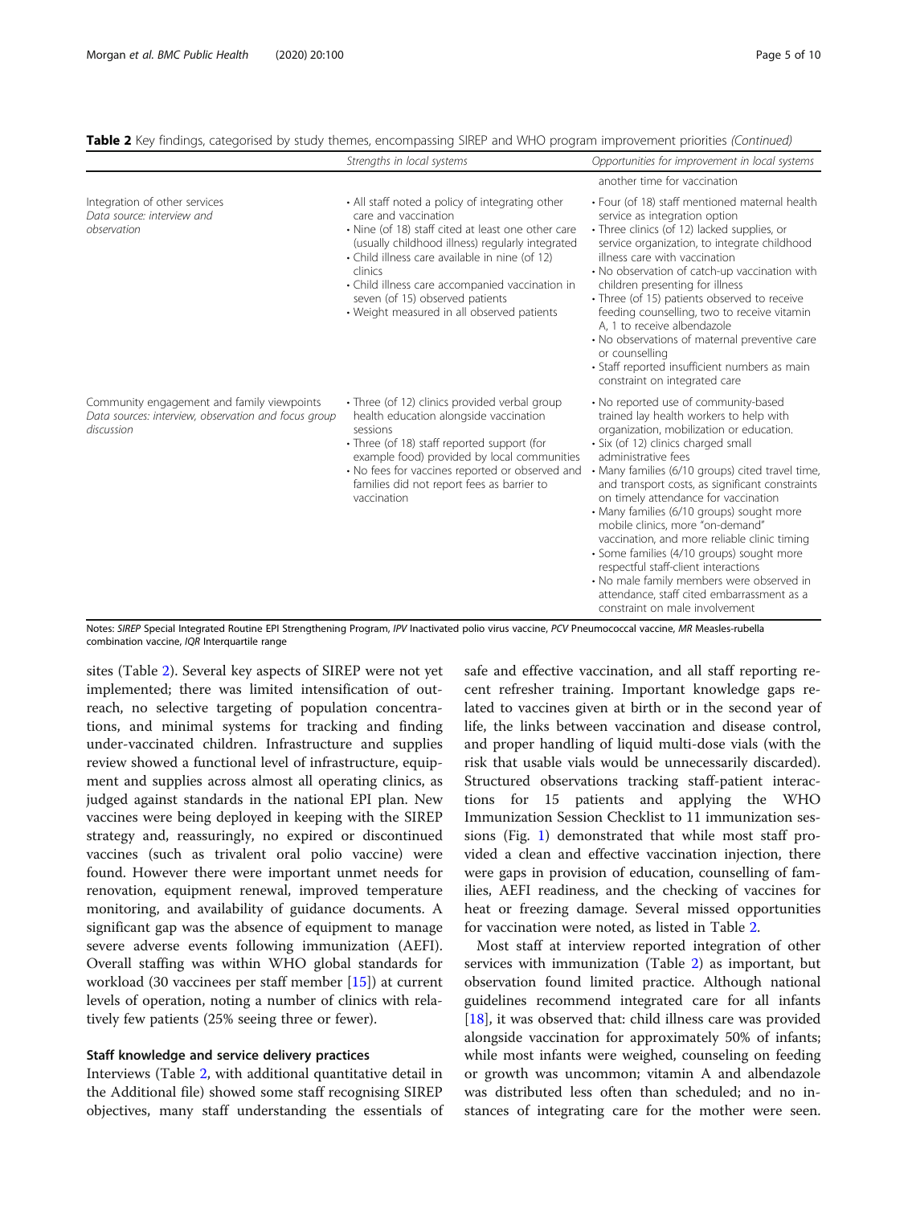**Table 2** Key findings, categorised by study themes, encompassing SIREP and WHO program improvement priorities *(Continued)*

| | *Strengths in local systems* | *Opportunities for improvement in local systems* |
|---|---|---|
| | | another time for vaccination |
| Integration of other services<br>*Data source: interview and observation* | • All staff noted a policy of integrating other care and vaccination<br>• Nine (of 18) staff cited at least one other care (usually childhood illness) regularly integrated<br>• Child illness care available in nine (of 12) clinics<br>• Child illness care accompanied vaccination in seven (of 15) observed patients<br>• Weight measured in all observed patients | • Four (of 18) staff mentioned maternal health service as integration option<br>• Three clinics (of 12) lacked supplies, or service organization, to integrate childhood illness care with vaccination<br>• No observation of catch-up vaccination with children presenting for illness<br>• Three (of 15) patients observed to receive feeding counselling, two to receive vitamin A, 1 to receive albendazole<br>• No observations of maternal preventive care or counselling<br>• Staff reported insufficient numbers as main constraint on integrated care |
| Community engagement and family viewpoints<br>*Data sources: interview, observation and focus group discussion* | • Three (of 12) clinics provided verbal group health education alongside vaccination sessions<br>• Three (of 18) staff reported support (for example food) provided by local communities<br>• No fees for vaccines reported or observed and families did not report fees as barrier to vaccination | • No reported use of community-based trained lay health workers to help with organization, mobilization or education.<br>• Six (of 12) clinics charged small administrative fees<br>• Many families (6/10 groups) cited travel time, and transport costs, as significant constraints on timely attendance for vaccination<br>• Many families (6/10 groups) sought more mobile clinics, more "on-demand" vaccination, and more reliable clinic timing<br>• Some families (4/10 groups) sought more respectful staff-client interactions<br>• No male family members were observed in attendance, staff cited embarrassment as a constraint on male involvement |

Notes: *SIREP* Special Integrated Routine EPI Strengthening Program, *IPV* Inactivated polio virus vaccine, *PCV* Pneumococcal vaccine, *MR* Measles-rubella combination vaccine, *IQR* Interquartile range

sites (Table 2). Several key aspects of SIREP were not yet implemented; there was limited intensification of outreach, no selective targeting of population concentrations, and minimal systems for tracking and finding under-vaccinated children. Infrastructure and supplies review showed a functional level of infrastructure, equipment and supplies across almost all operating clinics, as judged against standards in the national EPI plan. New vaccines were being deployed in keeping with the SIREP strategy and, reassuringly, no expired or discontinued vaccines (such as trivalent oral polio vaccine) were found. However there were important unmet needs for renovation, equipment renewal, improved temperature monitoring, and availability of guidance documents. A significant gap was the absence of equipment to manage severe adverse events following immunization (AEFI). Overall staffing was within WHO global standards for workload (30 vaccinees per staff member [15]) at current levels of operation, noting a number of clinics with relatively few patients (25% seeing three or fewer).

### Staff knowledge and service delivery practices

Interviews (Table 2, with additional quantitative detail in the Additional file) showed some staff recognising SIREP objectives, many staff understanding the essentials of safe and effective vaccination, and all staff reporting recent refresher training. Important knowledge gaps related to vaccines given at birth or in the second year of life, the links between vaccination and disease control, and proper handling of liquid multi-dose vials (with the risk that usable vials would be unnecessarily discarded). Structured observations tracking staff-patient interactions for 15 patients and applying the WHO Immunization Session Checklist to 11 immunization sessions (Fig. 1) demonstrated that while most staff provided a clean and effective vaccination injection, there were gaps in provision of education, counselling of families, AEFI readiness, and the checking of vaccines for heat or freezing damage. Several missed opportunities for vaccination were noted, as listed in Table 2.

Most staff at interview reported integration of other services with immunization (Table 2) as important, but observation found limited practice. Although national guidelines recommend integrated care for all infants [18], it was observed that: child illness care was provided alongside vaccination for approximately 50% of infants; while most infants were weighed, counseling on feeding or growth was uncommon; vitamin A and albendazole was distributed less often than scheduled; and no instances of integrating care for the mother were seen.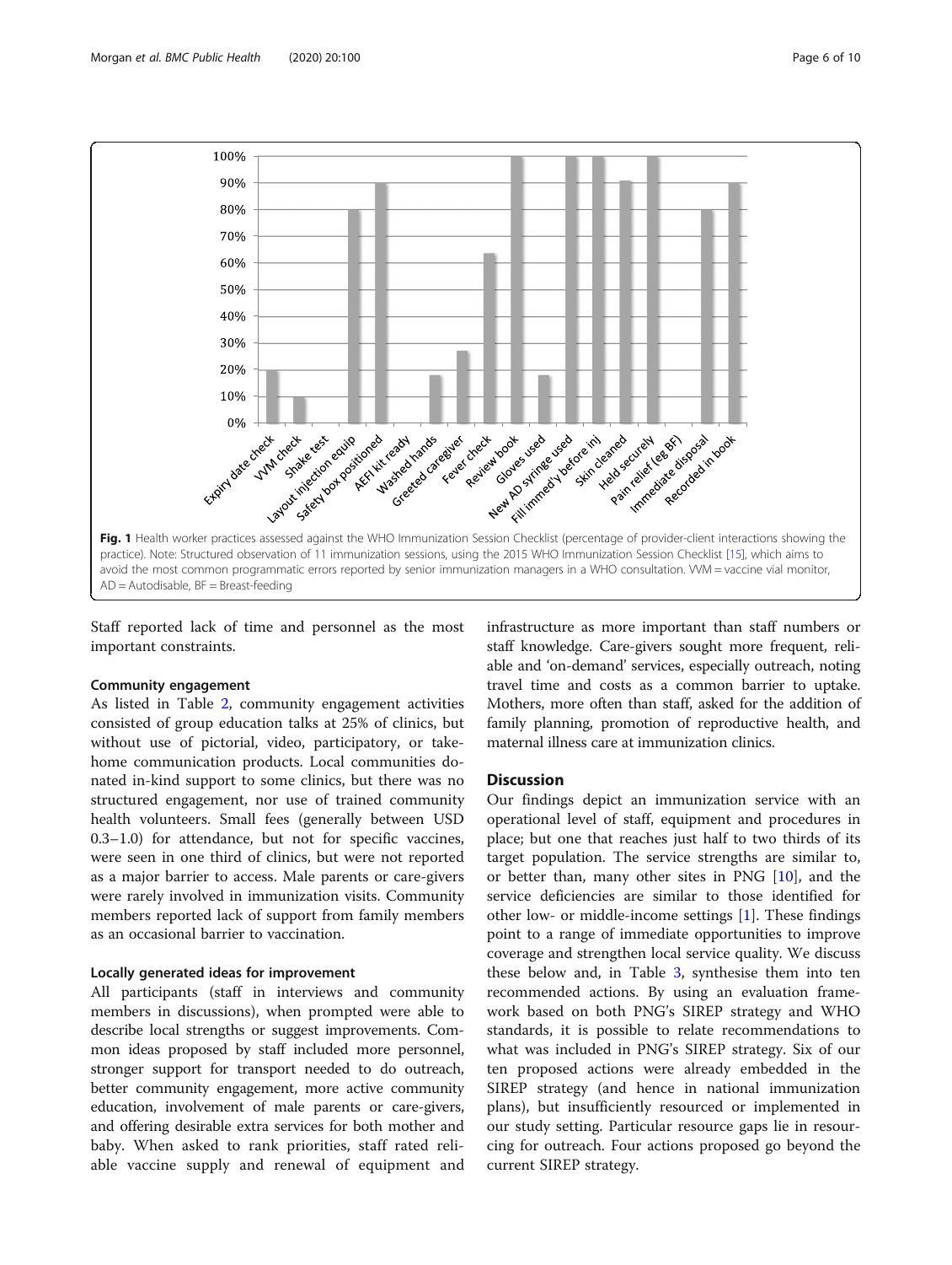Fig. 1 Health worker practices assessed against the WHO Immunization Session Checklist (percentage of provider-client interactions showing the practice). Note: Structured observation of 11 immunization sessions, using the 2015 WHO Immunization Session Checklist [15], which aims to avoid the most common programmatic errors reported by senior immunization managers in a WHO consultation. VVM = vaccine vial monitor, AD = Autodisable, BF = Breast-feeding

Staff reported lack of time and personnel as the most important constraints.

### Community engagement

As listed in Table 2, community engagement activities consisted of group education talks at 25% of clinics, but without use of pictorial, video, participatory, or take-home communication products. Local communities donated in-kind support to some clinics, but there was no structured engagement, nor use of trained community health volunteers. Small fees (generally between USD 0.3–1.0) for attendance, but not for specific vaccines, were seen in one third of clinics, but were not reported as a major barrier to access. Male parents or care-givers were rarely involved in immunization visits. Community members reported lack of support from family members as an occasional barrier to vaccination.

### Locally generated ideas for improvement

All participants (staff in interviews and community members in discussions), when prompted were able to describe local strengths or suggest improvements. Common ideas proposed by staff included more personnel, stronger support for transport needed to do outreach, better community engagement, more active community education, involvement of male parents or care-givers, and offering desirable extra services for both mother and baby. When asked to rank priorities, staff rated reliable vaccine supply and renewal of equipment and infrastructure as more important than staff numbers or staff knowledge. Care-givers sought more frequent, reliable and 'on-demand' services, especially outreach, noting travel time and costs as a common barrier to uptake. Mothers, more often than staff, asked for the addition of family planning, promotion of reproductive health, and maternal illness care at immunization clinics.

## Discussion

Our findings depict an immunization service with an operational level of staff, equipment and procedures in place; but one that reaches just half to two thirds of its target population. The service strengths are similar to, or better than, many other sites in PNG [10], and the service deficiencies are similar to those identified for other low- or middle-income settings [1]. These findings point to a range of immediate opportunities to improve coverage and strengthen local service quality. We discuss these below and, in Table 3, synthesise them into ten recommended actions. By using an evaluation framework based on both PNG's SIREP strategy and WHO standards, it is possible to relate recommendations to what was included in PNG's SIREP strategy. Six of our ten proposed actions were already embedded in the SIREP strategy (and hence in national immunization plans), but insufficiently resourced or implemented in our study setting. Particular resource gaps lie in resourcing for outreach. Four actions proposed go beyond the current SIREP strategy.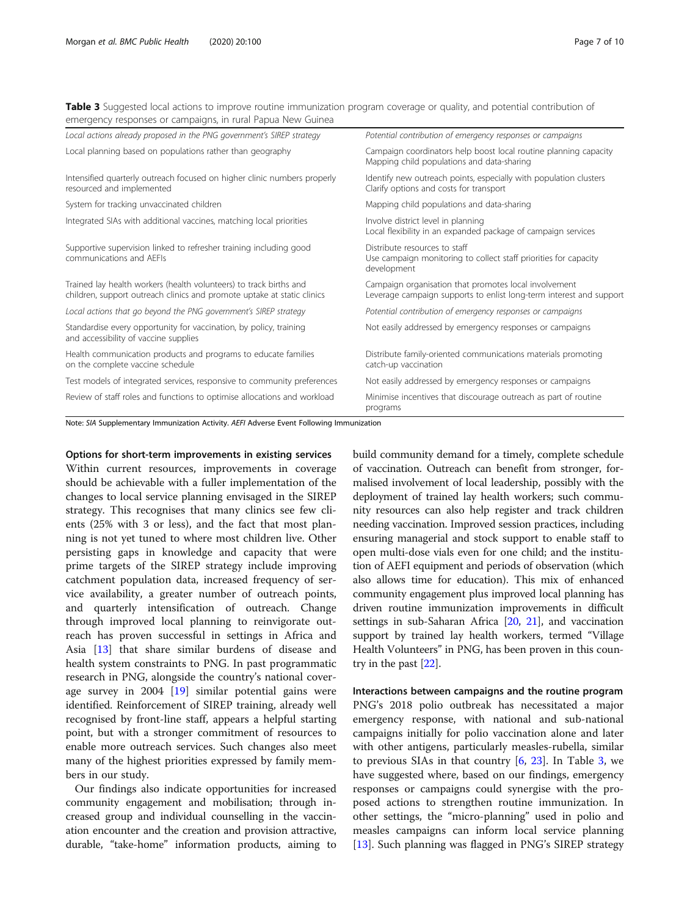**Table 3** Suggested local actions to improve routine immunization program coverage or quality, and potential contribution of emergency responses or campaigns, in rural Papua New Guinea

| *Local actions already proposed in the PNG government's SIREP strategy* | *Potential contribution of emergency responses or campaigns* |
|---|---|
| Local planning based on populations rather than geography | Campaign coordinators help boost local routine planning capacity<br>Mapping child populations and data-sharing |
| Intensified quarterly outreach focused on higher clinic numbers properly resourced and implemented | Identify new outreach points, especially with population clusters<br>Clarify options and costs for transport |
| System for tracking unvaccinated children | Mapping child populations and data-sharing |
| Integrated SIAs with additional vaccines, matching local priorities | Involve district level in planning<br>Local flexibility in an expanded package of campaign services |
| Supportive supervision linked to refresher training including good communications and AEFIs | Distribute resources to staff<br>Use campaign monitoring to collect staff priorities for capacity development |
| Trained lay health workers (health volunteers) to track births and children, support outreach clinics and promote uptake at static clinics | Campaign organisation that promotes local involvement<br>Leverage campaign supports to enlist long-term interest and support |
| *Local actions that go beyond the PNG government's SIREP strategy* | *Potential contribution of emergency responses or campaigns* |
| Standardise every opportunity for vaccination, by policy, training and accessibility of vaccine supplies | Not easily addressed by emergency responses or campaigns |
| Health communication products and programs to educate families on the complete vaccine schedule | Distribute family-oriented communications materials promoting catch-up vaccination |
| Test models of integrated services, responsive to community preferences | Not easily addressed by emergency responses or campaigns |
| Review of staff roles and functions to optimise allocations and workload | Minimise incentives that discourage outreach as part of routine programs |

Note: *SIA* Supplementary Immunization Activity. *AEFI* Adverse Event Following Immunization

### Options for short-term improvements in existing services

Within current resources, improvements in coverage should be achievable with a fuller implementation of the changes to local service planning envisaged in the SIREP strategy. This recognises that many clinics see few clients (25% with 3 or less), and the fact that most planning is not yet tuned to where most children live. Other persisting gaps in knowledge and capacity that were prime targets of the SIREP strategy include improving catchment population data, increased frequency of service availability, a greater number of outreach points, and quarterly intensification of outreach. Change through improved local planning to reinvigorate outreach has proven successful in settings in Africa and Asia [13] that share similar burdens of disease and health system constraints to PNG. In past programmatic research in PNG, alongside the country's national coverage survey in 2004 [19] similar potential gains were identified. Reinforcement of SIREP training, already well recognised by front-line staff, appears a helpful starting point, but with a stronger commitment of resources to enable more outreach services. Such changes also meet many of the highest priorities expressed by family members in our study.

Our findings also indicate opportunities for increased community engagement and mobilisation; through increased group and individual counselling in the vaccination encounter and the creation and provision attractive, durable, "take-home" information products, aiming to build community demand for a timely, complete schedule of vaccination. Outreach can benefit from stronger, formalised involvement of local leadership, possibly with the deployment of trained lay health workers; such community resources can also help register and track children needing vaccination. Improved session practices, including ensuring managerial and stock support to enable staff to open multi-dose vials even for one child; and the institution of AEFI equipment and periods of observation (which also allows time for education). This mix of enhanced community engagement plus improved local planning has driven routine immunization improvements in difficult settings in sub-Saharan Africa [20, 21], and vaccination support by trained lay health workers, termed "Village Health Volunteers" in PNG, has been proven in this country in the past [22].

### Interactions between campaigns and the routine program

PNG's 2018 polio outbreak has necessitated a major emergency response, with national and sub-national campaigns initially for polio vaccination alone and later with other antigens, particularly measles-rubella, similar to previous SIAs in that country [6, 23]. In Table 3, we have suggested where, based on our findings, emergency responses or campaigns could synergise with the proposed actions to strengthen routine immunization. In other settings, the "micro-planning" used in polio and measles campaigns can inform local service planning [13]. Such planning was flagged in PNG's SIREP strategy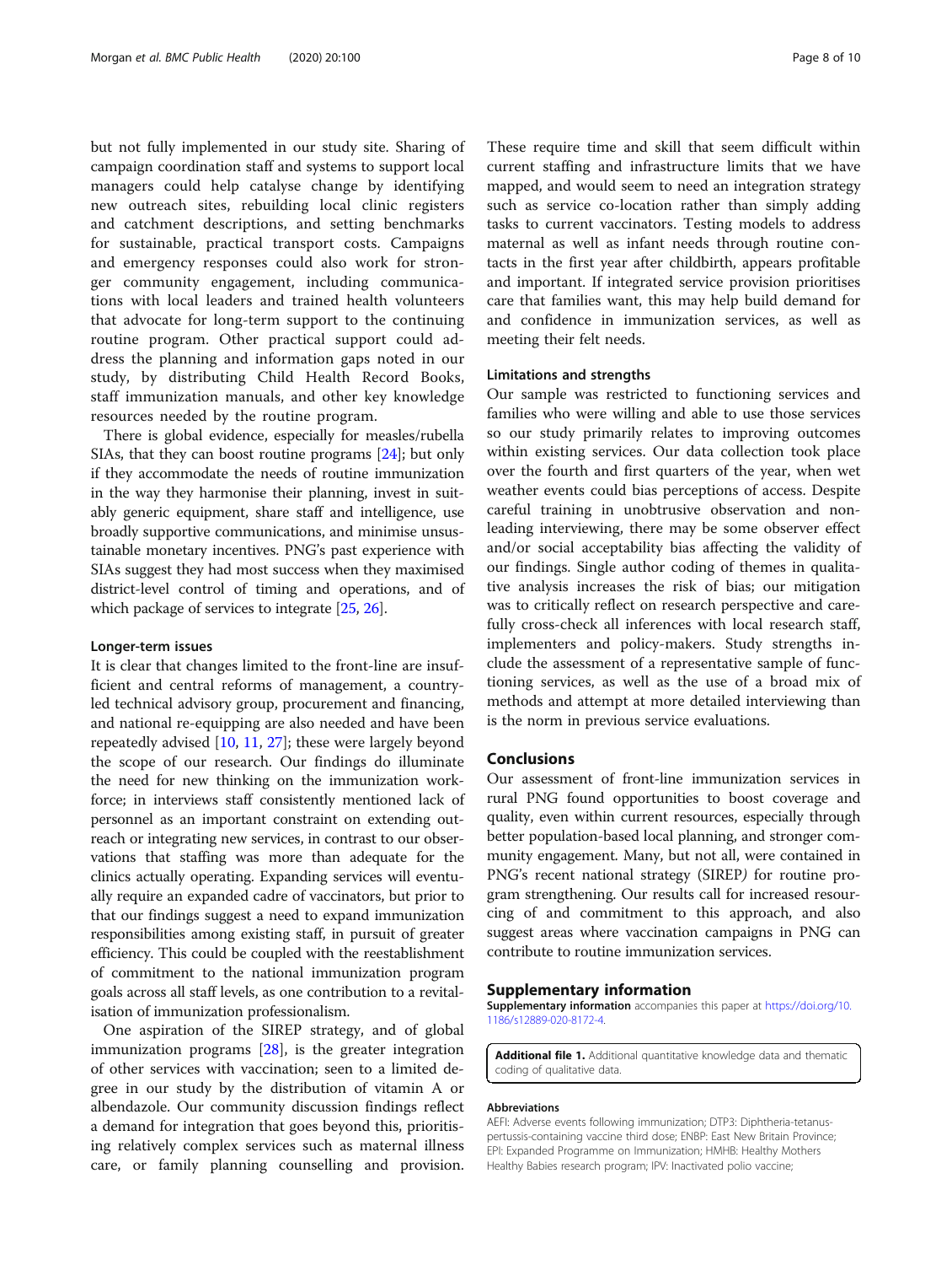but not fully implemented in our study site. Sharing of campaign coordination staff and systems to support local managers could help catalyse change by identifying new outreach sites, rebuilding local clinic registers and catchment descriptions, and setting benchmarks for sustainable, practical transport costs. Campaigns and emergency responses could also work for stronger community engagement, including communications with local leaders and trained health volunteers that advocate for long-term support to the continuing routine program. Other practical support could address the planning and information gaps noted in our study, by distributing Child Health Record Books, staff immunization manuals, and other key knowledge resources needed by the routine program.

There is global evidence, especially for measles/rubella SIAs, that they can boost routine programs [24]; but only if they accommodate the needs of routine immunization in the way they harmonise their planning, invest in suitably generic equipment, share staff and intelligence, use broadly supportive communications, and minimise unsustainable monetary incentives. PNG's past experience with SIAs suggest they had most success when they maximised district-level control of timing and operations, and of which package of services to integrate [25, 26].

### Longer-term issues

It is clear that changes limited to the front-line are insufficient and central reforms of management, a country-led technical advisory group, procurement and financing, and national re-equipping are also needed and have been repeatedly advised [10, 11, 27]; these were largely beyond the scope of our research. Our findings do illuminate the need for new thinking on the immunization workforce; in interviews staff consistently mentioned lack of personnel as an important constraint on extending outreach or integrating new services, in contrast to our observations that staffing was more than adequate for the clinics actually operating. Expanding services will eventually require an expanded cadre of vaccinators, but prior to that our findings suggest a need to expand immunization responsibilities among existing staff, in pursuit of greater efficiency. This could be coupled with the reestablishment of commitment to the national immunization program goals across all staff levels, as one contribution to a revitalisation of immunization professionalism.

One aspiration of the SIREP strategy, and of global immunization programs [28], is the greater integration of other services with vaccination; seen to a limited degree in our study by the distribution of vitamin A or albendazole. Our community discussion findings reflect a demand for integration that goes beyond this, prioritising relatively complex services such as maternal illness care, or family planning counselling and provision. These require time and skill that seem difficult within current staffing and infrastructure limits that we have mapped, and would seem to need an integration strategy such as service co-location rather than simply adding tasks to current vaccinators. Testing models to address maternal as well as infant needs through routine contacts in the first year after childbirth, appears profitable and important. If integrated service provision prioritises care that families want, this may help build demand for and confidence in immunization services, as well as meeting their felt needs.

### Limitations and strengths

Our sample was restricted to functioning services and families who were willing and able to use those services so our study primarily relates to improving outcomes within existing services. Our data collection took place over the fourth and first quarters of the year, when wet weather events could bias perceptions of access. Despite careful training in unobtrusive observation and non-leading interviewing, there may be some observer effect and/or social acceptability bias affecting the validity of our findings. Single author coding of themes in qualitative analysis increases the risk of bias; our mitigation was to critically reflect on research perspective and carefully cross-check all inferences with local research staff, implementers and policy-makers. Study strengths include the assessment of a representative sample of functioning services, as well as the use of a broad mix of methods and attempt at more detailed interviewing than is the norm in previous service evaluations.

## Conclusions

Our assessment of front-line immunization services in rural PNG found opportunities to boost coverage and quality, even within current resources, especially through better population-based local planning, and stronger community engagement. Many, but not all, were contained in PNG's recent national strategy (SIREP*)* for routine program strengthening. Our results call for increased resourcing of and commitment to this approach, and also suggest areas where vaccination campaigns in PNG can contribute to routine immunization services.

## Supplementary information

**Supplementary information** accompanies this paper at https://doi.org/10.1186/s12889-020-8172-4.

**Additional file 1.** Additional quantitative knowledge data and thematic coding of qualitative data.

#### Abbreviations

AEFI: Adverse events following immunization; DTP3: Diphtheria-tetanus-pertussis-containing vaccine third dose; ENBP: East New Britain Province; EPI: Expanded Programme on Immunization; HMHB: Healthy Mothers Healthy Babies research program; IPV: Inactivated polio vaccine;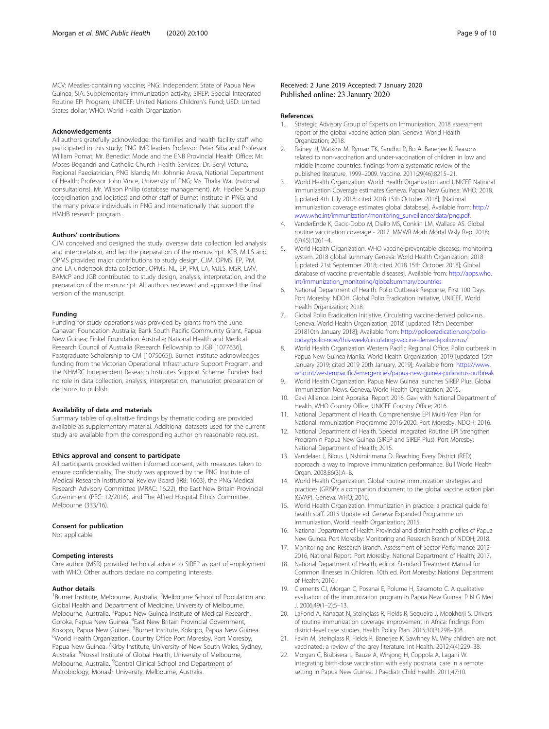MCV: Measles-containing vaccine; PNG: Independent State of Papua New Guinea; SIA: Supplementary immunization activity; SIREP: Special Integrated Routine EPI Program; UNICEF: United Nations Children's Fund; USD: United States dollar; WHO: World Health Organization

### Acknowledgements

All authors gratefully acknowledge: the families and health facility staff who participated in this study; PNG IMR leaders Professor Peter Siba and Professor William Pomat; Mr. Benedict Mode and the ENB Provincial Health Office; Mr. Moses Bogandri and Catholic Church Health Services; Dr. Beryl Vetuna, Regional Paediatrician, PNG Islands; Mr. Johnnie Arava, National Department of Health; Professor John Vince, University of PNG; Ms. Thalia Wat (national consultations), Mr. Wilson Philip (database management), Mr. Hadlee Supsup (coordination and logistics) and other staff of Burnet Institute in PNG; and the many private individuals in PNG and internationally that support the HMHB research program.

### Authors' contributions

CJM conceived and designed the study, oversaw data collection, led analysis and interpretation, and led the preparation of the manuscript. JGB, MJLS and OPMS provided major contributions to study design. CJM, OPMS, EP, PM, and LA undertook data collection. OPMS, NL, EP, PM, LA, MJLS, MSR, LMV, BAMcP and JGB contributed to study design, analysis, interpretation, and the preparation of the manuscript. All authors reviewed and approved the final version of the manuscript.

### Funding

Funding for study operations was provided by grants from the June Canavan Foundation Australia; Bank South Pacific Community Grant, Papua New Guinea; Finkel Foundation Australia; National Health and Medical Research Council of Australia (Research Fellowship to JGB [1077636], Postgraduate Scholarship to CM [1075065]). Burnet Institute acknowledges funding from the Victorian Operational Infrastructure Support Program, and the NHMRC Independent Research Institutes Support Scheme. Funders had no role in data collection, analysis, interpretation, manuscript preparation or decisions to publish.

### Availability of data and materials

Summary tables of qualitative findings by thematic coding are provided available as supplementary material. Additional datasets used for the current study are available from the corresponding author on reasonable request.

### Ethics approval and consent to participate

All participants provided written informed consent, with measures taken to ensure confidentiality. The study was approved by the PNG Institute of Medical Research Institutional Review Board (IRB: 1603), the PNG Medical Research Advisory Committee (MRAC: 16.22), the East New Britain Provincial Government (PEC: 12/2016), and The Alfred Hospital Ethics Committee, Melbourne (333/16).

### Consent for publication

Not applicable.

### Competing interests

One author (MSR) provided technical advice to SIREP as part of employment with WHO. Other authors declare no competing interests.

### Author details

[1]Burnet Institute, Melbourne, Australia. [2]Melbourne School of Population and Global Health and Department of Medicine, University of Melbourne, Melbourne, Australia. [3]Papua New Guinea Institute of Medical Research, Goroka, Papua New Guinea. [4]East New Britain Provincial Government, Kokopo, Papua New Guinea. [5]Burnet Institute, Kokopo, Papua New Guinea. [6]World Health Organization, Country Office Port Moresby, Port Moresby, Papua New Guinea. [7]Kirby Institute, University of New South Wales, Sydney, Australia. [8]Nossal Institute of Global Health, University of Melbourne, Melbourne, Australia. [9]Central Clinical School and Department of Microbiology, Monash University, Melbourne, Australia.

Received: 2 June 2019 Accepted: 7 January 2020
Published online: 23 January 2020

### References

1. Strategic Advisory Group of Experts on Immunization. 2018 assessment report of the global vaccine action plan. Geneva: World Health Organization; 2018.
2. Rainey JJ, Watkins M, Ryman TK, Sandhu P, Bo A, Banerjee K. Reasons related to non-vaccination and under-vaccination of children in low and middle income countries: findings from a systematic review of the published literature, 1999–2009. Vaccine. 2011;29(46):8215–21.
3. World Health Organization. World Health Organization and UNICEF National Immunization Coverage estimates Geneva. Papua New Guinea: WHO; 2018. [updated 4th July 2018; cited 2018 15th October 2018]; [National immunization coverage estimates global database]. Available from: http://www.who.int/immunization/monitoring_surveillance/data/png.pdf.
4. VanderEnde K, Gacic-Dobo M, Diallo MS, Conklin LM, Wallace AS. Global routine vaccination coverage - 2017. MMWR Morb Mortal Wkly Rep. 2018; 67(45):1261–4.
5. World Health Organization. WHO vaccine-preventable diseases: monitoring system. 2018 global summary Geneva: World Health Organization; 2018 [updated 21st September 2018; cited 2018 15th October 2018]; Global database of vaccine preventable diseases]. Available from: http://apps.who.int/immunization_monitoring/globalsummary/countries
6. National Department of Health. Polio Outbreak Response, First 100 Days. Port Moresby: NDOH, Global Polio Eradication Initiative, UNICEF, World Health Organization; 2018.
7. Global Polio Eradication Initiative. Circulating vaccine-derived poliovirus. Geneva: World Health Organization; 2018. [updated 18th December 201810th January 2018]; Available from: http://polioeradication.org/polio-today/polio-now/this-week/circulating-vaccine-derived-poliovirus/
8. World Health Organization Western Pacific Regional Office. Polio outbreak in Papua New Guinea Manila: World Health Organization; 2019 [updated 15th January 2019; cited 2019 20th January, 2019]; Available from: https://www.who.int/westernpacific/emergencies/papua-new-guinea-poliovirus-outbreak
9. World Health Organization. Papua New Guinea launches SIREP Plus. Global Immunization News. Geneva: World Health Organization; 2015.
10. Gavi Alliance. Joint Appraisal Report 2016. Gavi with National Department of Health, WHO Country Office, UNICEF Country Office; 2016.
11. National Department of Health. Comprehensive EPI Multi-Year Plan for National Immunization Programme 2016-2020. Port Moresby: NDOH; 2016.
12. National Department of Health. Special Integrated Routine EPI Strengthen Program n Papua New Guinea (SIREP and SIREP Plus). Port Moresby: National Department of Health; 2015.
13. Vandelaer J, Bilous J, Nshimirimana D. Reaching Every District (RED) approach: a way to improve immunization performance. Bull World Health Organ. 2008;86(3):A–B.
14. World Health Organization. Global routine immunization strategies and practices (GRISP): a companion document to the global vaccine action plan (GVAP). Geneva: WHO; 2016.
15. World Health Organization. Immunization in practice: a practical guide for health staff. 2015 Update ed. Geneva: Expanded Programme on Immunization, World Health Organization; 2015.
16. National Department of Health. Provincial and district health profiles of Papua New Guinea. Port Moresby: Monitoring and Research Branch of NDOH; 2018.
17. Monitoring and Research Branch. Assessment of Sector Performance 2012-2016, National Report. Port Moresby: National Department of Health; 2017.
18. National Department of Health, editor. Standard Treatment Manual for Common Illnesses in Children. 10th ed. Port Moresby: National Department of Health; 2016.
19. Clements CJ, Morgan C, Posanai E, Polume H, Sakamoto C. A qualitative evaluation of the immunization program in Papua New Guinea. P N G Med J. 2006;49(1–2):5–13.
20. LaFond A, Kanagat N, Steinglass R, Fields R, Sequeira J, Mookherji S. Drivers of routine immunization coverage improvement in Africa: findings from district-level case studies. Health Policy Plan. 2015;30(3):298–308.
21. Favin M, Steinglass R, Fields R, Banerjee K, Sawhney M. Why children are not vaccinated: a review of the grey literature. Int Health. 2012;4(4):229–38.
22. Morgan C, Bisibisera L, Bauze A, Winjong H, Coppola A, Lagani W. Integrating birth-dose vaccination with early postnatal care in a remote setting in Papua New Guinea. J Paediatr Child Health. 2011;47:10.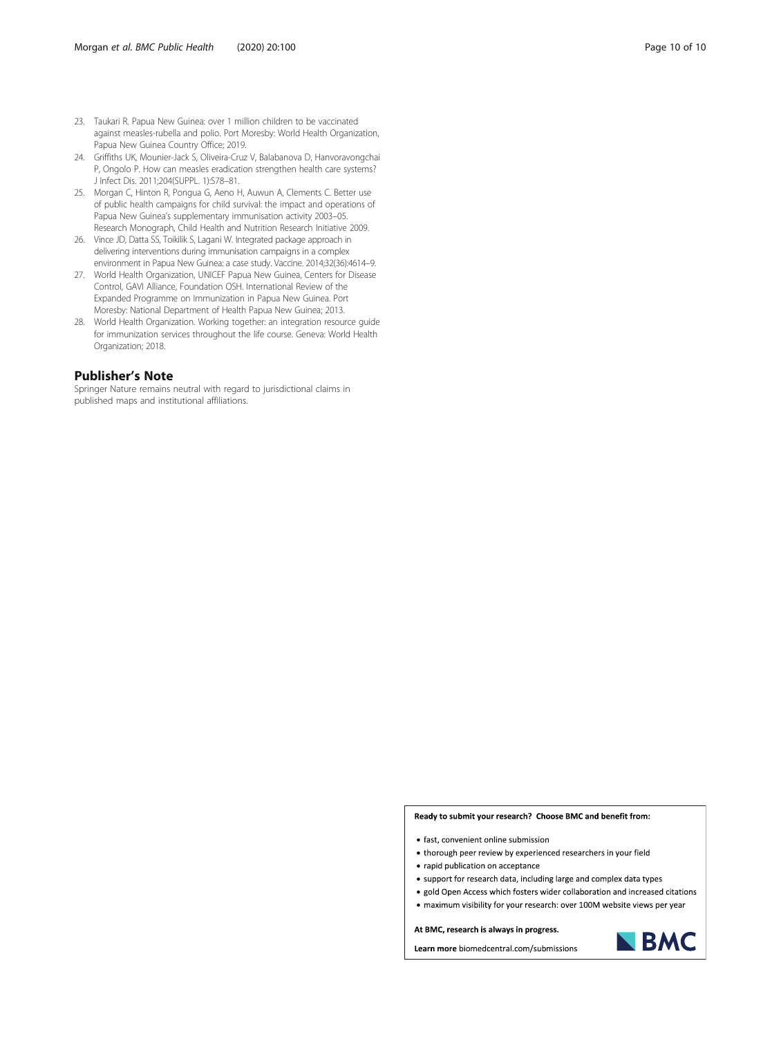23. Taukari R. Papua New Guinea: over 1 million children to be vaccinated against measles-rubella and polio. Port Moresby: World Health Organization, Papua New Guinea Country Office; 2019.
24. Griffiths UK, Mounier-Jack S, Oliveira-Cruz V, Balabanova D, Hanvoravongchai P, Ongolo P. How can measles eradication strengthen health care systems? J Infect Dis. 2011;204(SUPPL. 1):S78–81.
25. Morgan C, Hinton R, Pongua G, Aeno H, Auwun A, Clements C. Better use of public health campaigns for child survival: the impact and operations of Papua New Guinea's supplementary immunisation activity 2003–05. Research Monograph, Child Health and Nutrition Research Initiative 2009.
26. Vince JD, Datta SS, Toikilik S, Lagani W. Integrated package approach in delivering interventions during immunisation campaigns in a complex environment in Papua New Guinea: a case study. Vaccine. 2014;32(36):4614–9.
27. World Health Organization, UNICEF Papua New Guinea, Centers for Disease Control, GAVI Alliance, Foundation OSH. International Review of the Expanded Programme on Immunization in Papua New Guinea. Port Moresby: National Department of Health Papua New Guinea; 2013.
28. World Health Organization. Working together: an integration resource guide for immunization services throughout the life course. Geneva: World Health Organization; 2018.

## Publisher's Note

Springer Nature remains neutral with regard to jurisdictional claims in published maps and institutional affiliations.

**Ready to submit your research? Choose BMC and benefit from:**

- fast, convenient online submission
- thorough peer review by experienced researchers in your field
- rapid publication on acceptance
- support for research data, including large and complex data types
- gold Open Access which fosters wider collaboration and increased citations
- maximum visibility for your research: over 100M website views per year

**At BMC, research is always in progress.**

**Learn more** biomedcentral.com/submissions

BMC